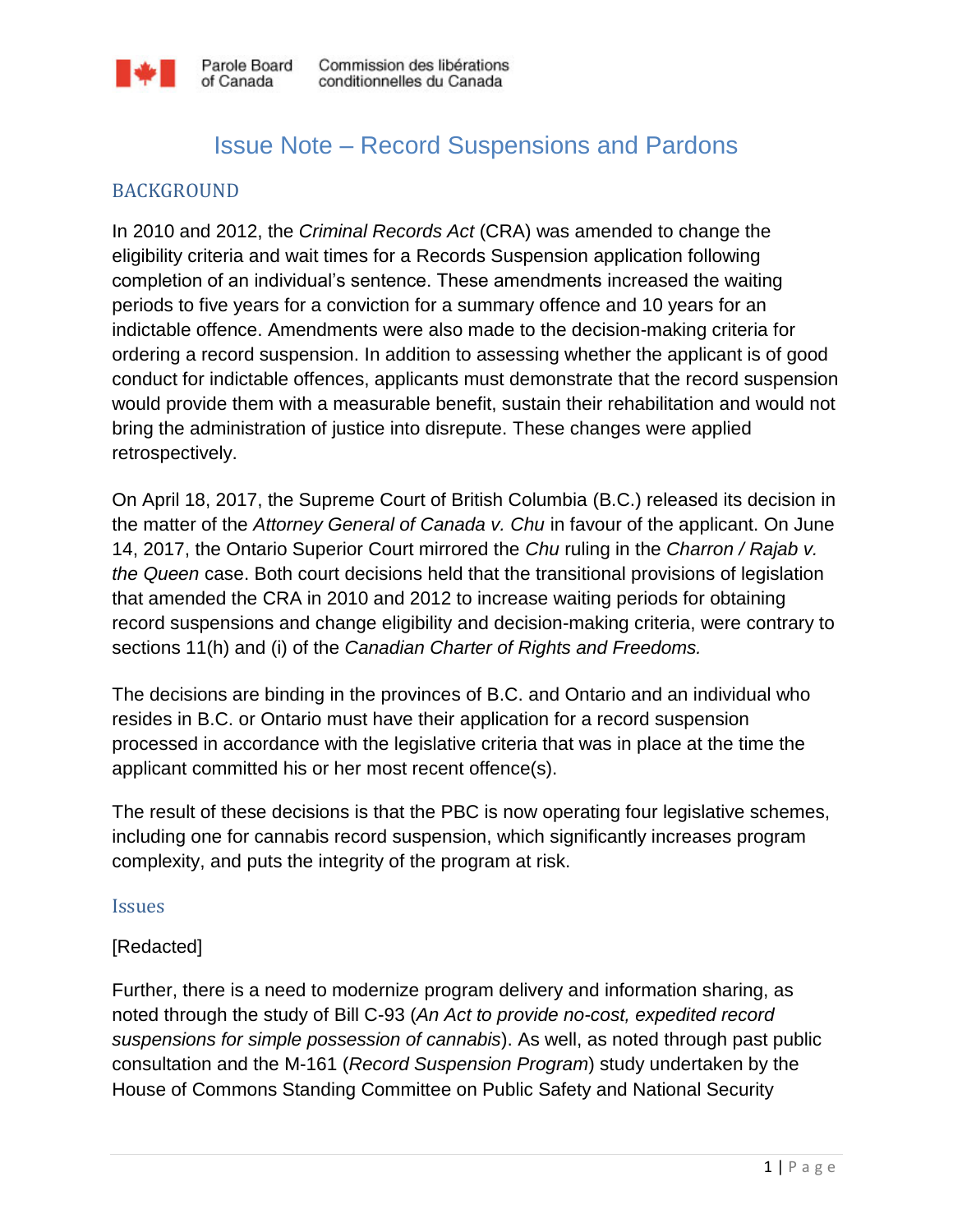Parole Board of Canada — Commission des libérations conditionnelles du Canada

# Issue Note – Record Suspensions and Pardons

## BACKGROUND

In 2010 and 2012, the *Criminal Records Act* (CRA) was amended to change the eligibility criteria and wait times for a Records Suspension application following completion of an individual's sentence. These amendments increased the waiting periods to five years for a conviction for a summary offence and 10 years for an indictable offence. Amendments were also made to the decision-making criteria for ordering a record suspension. In addition to assessing whether the applicant is of good conduct for indictable offences, applicants must demonstrate that the record suspension would provide them with a measurable benefit, sustain their rehabilitation and would not bring the administration of justice into disrepute. These changes were applied retrospectively.

On April 18, 2017, the Supreme Court of British Columbia (B.C.) released its decision in the matter of the *Attorney General of Canada v. Chu* in favour of the applicant. On June 14, 2017, the Ontario Superior Court mirrored the *Chu* ruling in the *Charron / Rajab v. the Queen* case. Both court decisions held that the transitional provisions of legislation that amended the CRA in 2010 and 2012 to increase waiting periods for obtaining record suspensions and change eligibility and decision-making criteria, were contrary to sections 11(h) and (i) of the *Canadian Charter of Rights and Freedoms.*

The decisions are binding in the provinces of B.C. and Ontario and an individual who resides in B.C. or Ontario must have their application for a record suspension processed in accordance with the legislative criteria that was in place at the time the applicant committed his or her most recent offence(s).

The result of these decisions is that the PBC is now operating four legislative schemes, including one for cannabis record suspension, which significantly increases program complexity, and puts the integrity of the program at risk.

### Issues

[Redacted]

Further, there is a need to modernize program delivery and information sharing, as noted through the study of Bill C-93 (*An Act to provide no-cost, expedited record suspensions for simple possession of cannabis*). As well, as noted through past public consultation and the M-161 (*Record Suspension Program*) study undertaken by the House of Commons Standing Committee on Public Safety and National Security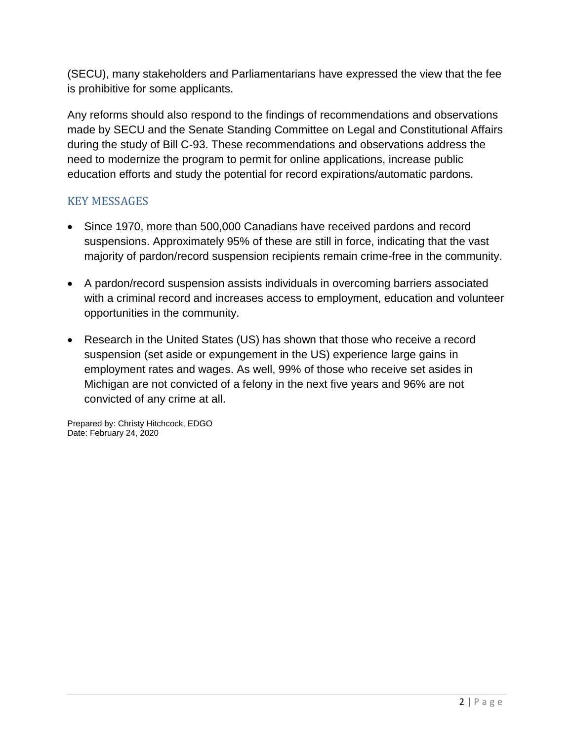(SECU), many stakeholders and Parliamentarians have expressed the view that the fee is prohibitive for some applicants.

Any reforms should also respond to the findings of recommendations and observations made by SECU and the Senate Standing Committee on Legal and Constitutional Affairs during the study of Bill C-93. These recommendations and observations address the need to modernize the program to permit for online applications, increase public education efforts and study the potential for record expirations/automatic pardons.

## KEY MESSAGES

- Since 1970, more than 500,000 Canadians have received pardons and record suspensions. Approximately 95% of these are still in force, indicating that the vast majority of pardon/record suspension recipients remain crime-free in the community.
- A pardon/record suspension assists individuals in overcoming barriers associated with a criminal record and increases access to employment, education and volunteer opportunities in the community.
- Research in the United States (US) has shown that those who receive a record suspension (set aside or expungement in the US) experience large gains in employment rates and wages. As well, 99% of those who receive set asides in Michigan are not convicted of a felony in the next five years and 96% are not convicted of any crime at all.

Prepared by: Christy Hitchcock, EDGO
Date: February 24, 2020